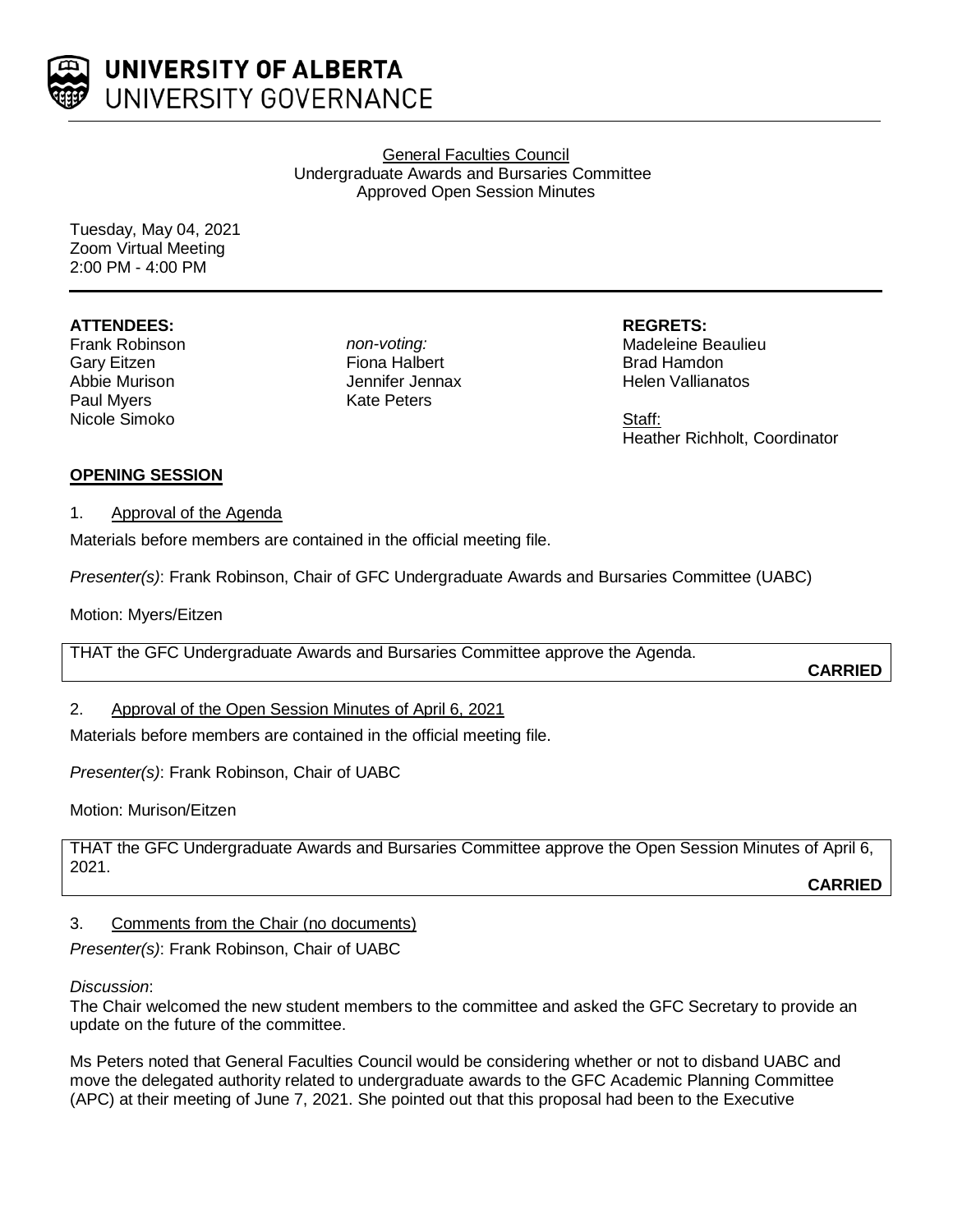**UNIVERSITY OF ALBERTA**
UNIVERSITY GOVERNANCE

General Faculties Council
Undergraduate Awards and Bursaries Committee
Approved Open Session Minutes

Tuesday, May 04, 2021
Zoom Virtual Meeting
2:00 PM - 4:00 PM

**ATTENDEES:**
Frank Robinson
Gary Eitzen
Abbie Murison
Paul Myers
Nicole Simoko

*non-voting:*
Fiona Halbert
Jennifer Jennax
Kate Peters

**REGRETS:**
Madeleine Beaulieu
Brad Hamdon
Helen Vallianatos

Staff:
Heather Richholt, Coordinator

## OPENING SESSION

### 1. Approval of the Agenda

Materials before members are contained in the official meeting file.

*Presenter(s)*: Frank Robinson, Chair of GFC Undergraduate Awards and Bursaries Committee (UABC)

Motion: Myers/Eitzen

THAT the GFC Undergraduate Awards and Bursaries Committee approve the Agenda.

**CARRIED**

### 2. Approval of the Open Session Minutes of April 6, 2021

Materials before members are contained in the official meeting file.

*Presenter(s)*: Frank Robinson, Chair of UABC

Motion: Murison/Eitzen

THAT the GFC Undergraduate Awards and Bursaries Committee approve the Open Session Minutes of April 6, 2021.

**CARRIED**

### 3. Comments from the Chair (no documents)

*Presenter(s)*: Frank Robinson, Chair of UABC

*Discussion*:
The Chair welcomed the new student members to the committee and asked the GFC Secretary to provide an update on the future of the committee.

Ms Peters noted that General Faculties Council would be considering whether or not to disband UABC and move the delegated authority related to undergraduate awards to the GFC Academic Planning Committee (APC) at their meeting of June 7, 2021. She pointed out that this proposal had been to the Executive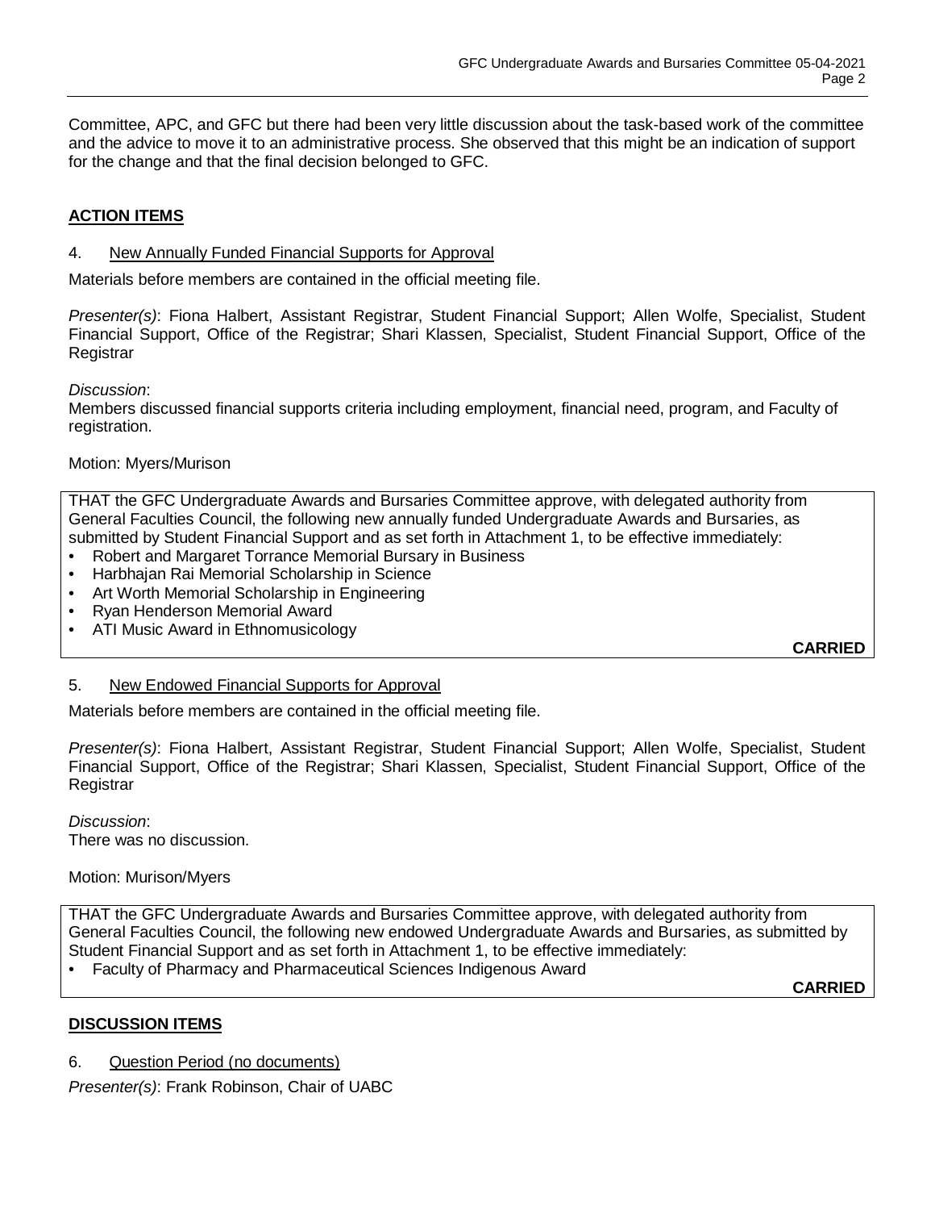Committee, APC, and GFC but there had been very little discussion about the task-based work of the committee and the advice to move it to an administrative process. She observed that this might be an indication of support for the change and that the final decision belonged to GFC.

## ACTION ITEMS

### 4. New Annually Funded Financial Supports for Approval

Materials before members are contained in the official meeting file.

*Presenter(s)*: Fiona Halbert, Assistant Registrar, Student Financial Support; Allen Wolfe, Specialist, Student Financial Support, Office of the Registrar; Shari Klassen, Specialist, Student Financial Support, Office of the Registrar

*Discussion*:
Members discussed financial supports criteria including employment, financial need, program, and Faculty of registration.

Motion: Myers/Murison

THAT the GFC Undergraduate Awards and Bursaries Committee approve, with delegated authority from General Faculties Council, the following new annually funded Undergraduate Awards and Bursaries, as submitted by Student Financial Support and as set forth in Attachment 1, to be effective immediately:

- Robert and Margaret Torrance Memorial Bursary in Business
- Harbhajan Rai Memorial Scholarship in Science
- Art Worth Memorial Scholarship in Engineering
- Ryan Henderson Memorial Award
- ATI Music Award in Ethnomusicology

**CARRIED**

### 5. New Endowed Financial Supports for Approval

Materials before members are contained in the official meeting file.

*Presenter(s)*: Fiona Halbert, Assistant Registrar, Student Financial Support; Allen Wolfe, Specialist, Student Financial Support, Office of the Registrar; Shari Klassen, Specialist, Student Financial Support, Office of the Registrar

*Discussion*:
There was no discussion.

Motion: Murison/Myers

THAT the GFC Undergraduate Awards and Bursaries Committee approve, with delegated authority from General Faculties Council, the following new endowed Undergraduate Awards and Bursaries, as submitted by Student Financial Support and as set forth in Attachment 1, to be effective immediately:

- Faculty of Pharmacy and Pharmaceutical Sciences Indigenous Award

**CARRIED**

## DISCUSSION ITEMS

### 6. Question Period (no documents)

*Presenter(s)*: Frank Robinson, Chair of UABC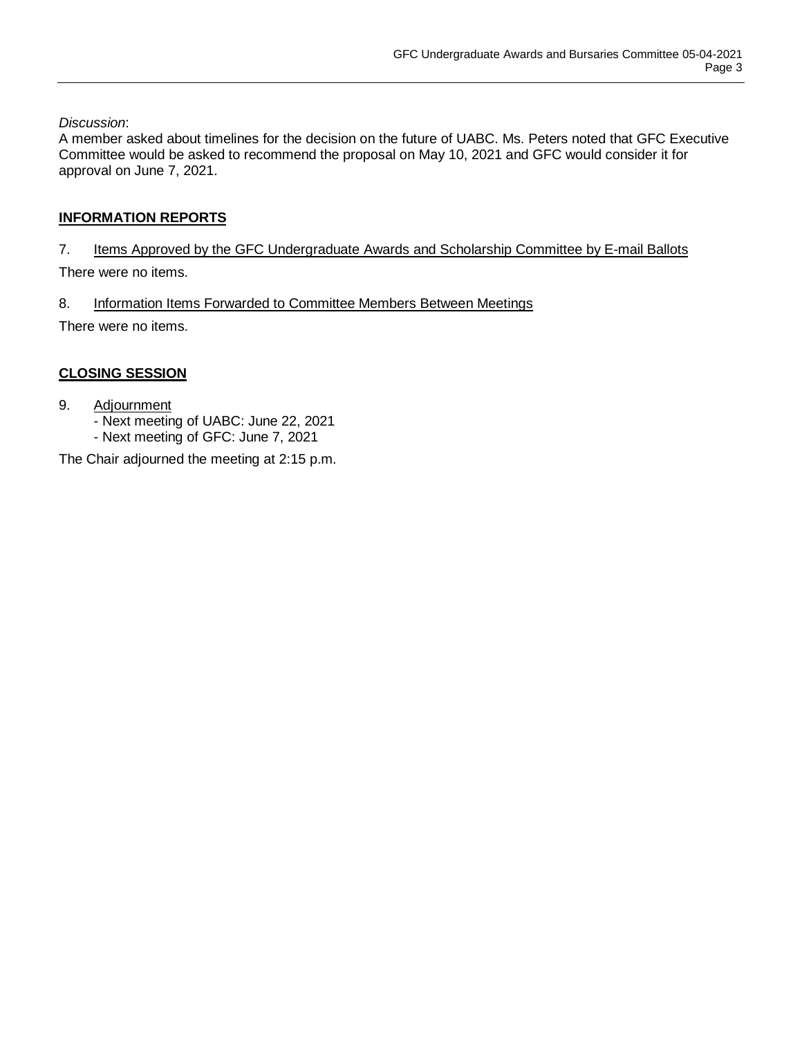*Discussion*:
A member asked about timelines for the decision on the future of UABC. Ms. Peters noted that GFC Executive Committee would be asked to recommend the proposal on May 10, 2021 and GFC would consider it for approval on June 7, 2021.

## INFORMATION REPORTS

7. Items Approved by the GFC Undergraduate Awards and Scholarship Committee by E-mail Ballots

There were no items.

8. Information Items Forwarded to Committee Members Between Meetings

There were no items.

## CLOSING SESSION

9. Adjournment
   - Next meeting of UABC: June 22, 2021
   - Next meeting of GFC: June 7, 2021

The Chair adjourned the meeting at 2:15 p.m.